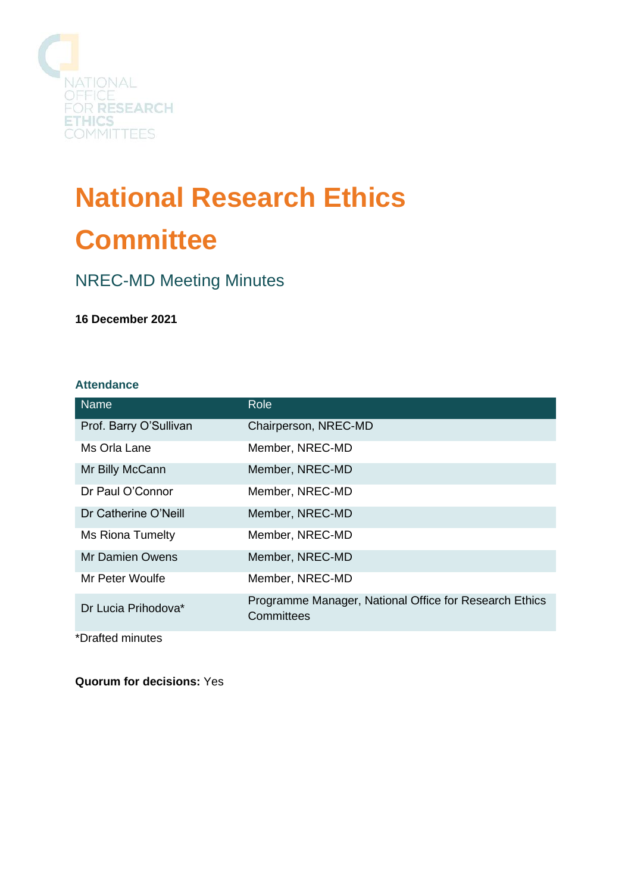NATIONAL OFFICE FOR RESEARCH ETHICS COMMITTEES

# National Research Ethics Committee

## NREC-MD Meeting Minutes

**16 December 2021**

### Attendance

| Name | Role |
|---|---|
| Prof. Barry O'Sullivan | Chairperson, NREC-MD |
| Ms Orla Lane | Member, NREC-MD |
| Mr Billy McCann | Member, NREC-MD |
| Dr Paul O'Connor | Member, NREC-MD |
| Dr Catherine O'Neill | Member, NREC-MD |
| Ms Riona Tumelty | Member, NREC-MD |
| Mr Damien Owens | Member, NREC-MD |
| Mr Peter Woulfe | Member, NREC-MD |
| Dr Lucia Prihodova* | Programme Manager, National Office for Research Ethics Committees |

*Drafted minutes

**Quorum for decisions:** Yes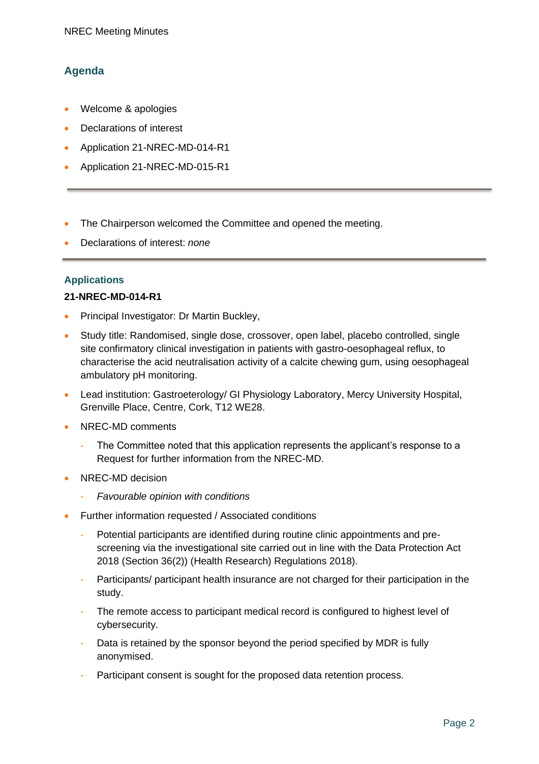## Agenda

- Welcome & apologies
- Declarations of interest
- Application 21-NREC-MD-014-R1
- Application 21-NREC-MD-015-R1

---

- The Chairperson welcomed the Committee and opened the meeting.
- Declarations of interest: *none*

---

### Applications

**21-NREC-MD-014-R1**

- Principal Investigator: Dr Martin Buckley,
- Study title: Randomised, single dose, crossover, open label, placebo controlled, single site confirmatory clinical investigation in patients with gastro-oesophageal reflux, to characterise the acid neutralisation activity of a calcite chewing gum, using oesophageal ambulatory pH monitoring.
- Lead institution: Gastroeterology/ GI Physiology Laboratory, Mercy University Hospital, Grenville Place, Centre, Cork, T12 WE28.
- NREC-MD comments
  - The Committee noted that this application represents the applicant's response to a Request for further information from the NREC-MD.
- NREC-MD decision
  - *Favourable opinion with conditions*
- Further information requested / Associated conditions
  - Potential participants are identified during routine clinic appointments and pre-screening via the investigational site carried out in line with the Data Protection Act 2018 (Section 36(2)) (Health Research) Regulations 2018).
  - Participants/ participant health insurance are not charged for their participation in the study.
  - The remote access to participant medical record is configured to highest level of cybersecurity.
  - Data is retained by the sponsor beyond the period specified by MDR is fully anonymised.
  - Participant consent is sought for the proposed data retention process.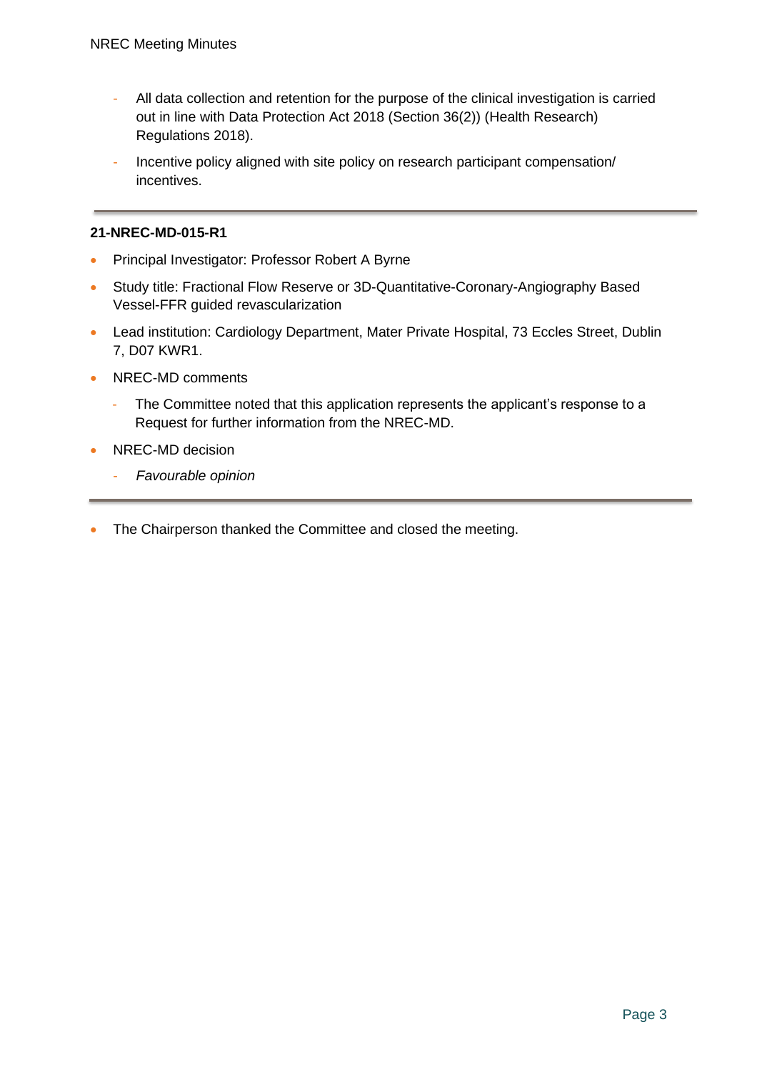- All data collection and retention for the purpose of the clinical investigation is carried out in line with Data Protection Act 2018 (Section 36(2)) (Health Research) Regulations 2018).
- Incentive policy aligned with site policy on research participant compensation/ incentives.

---

**21-NREC-MD-015-R1**

- Principal Investigator: Professor Robert A Byrne
- Study title: Fractional Flow Reserve or 3D-Quantitative-Coronary-Angiography Based Vessel-FFR guided revascularization
- Lead institution: Cardiology Department, Mater Private Hospital, 73 Eccles Street, Dublin 7, D07 KWR1.
- NREC-MD comments
  - The Committee noted that this application represents the applicant's response to a Request for further information from the NREC-MD.
- NREC-MD decision
  - *Favourable opinion*

---

- The Chairperson thanked the Committee and closed the meeting.